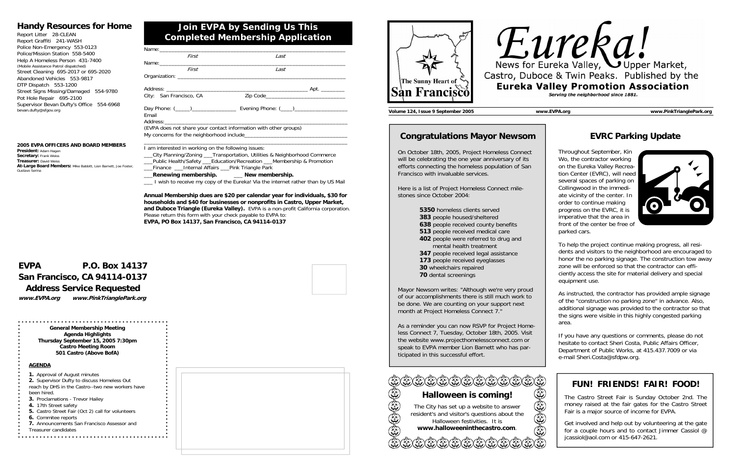## Handy Resources for Home

Report Litter 28-CLEAN
Report Graffiti 241-WASH
Police Non-Emergency 553-0123
Police/Mission Station 558-5400
Help A Homeless Person 431-7400
(Mobile Assistance Patrol dispatched)
Street Cleaning 695-2017 or 695-2020
Abandoned Vehicles 553-9817
DTP Dispatch 553-1200
Street Signs Missing/Damaged 554-9780
Pot Hole Repair 695-2100
Supervisor Bevan Dufty's Office 554-6968
bevan.dufty@sfgov.org

**2005 EVPA OFFICERS AND BOARD MEMBERS**
**President:** Adam Hagen
**Secretary:** Frank Weiss
**Treasurer:** David Weiss
**At-Large Board Members:** Mike Babbitt, Lion Barnett, Joe Foster, Gustavo Serina

## Join EVPA by Sending Us This Completed Membership Application

Name:_______________________________________________
First Last
Name:_______________________________________________
First Last
Organization: ________________________________________

Address: ______________________________________ Apt. ________
City: San Francisco, CA Zip Code___________________________

Day Phone: (_____)______________ Evening Phone: (____)_________________
Email
Address:_______________________________________________
(EVPA does not share your contact information with other groups)
My concerns for the neighborhood include_______________________________
_______________________________________________

I am interested in working on the following issues:
___City Planning/Zoning ___Transportation, Utilities & Neighborhood Commerce
___Public Health/Safety ___Education/Recreation ___Membership & Promotion
___Finance ___Internal Affairs ___Pink Triangle Park
___**Renewing membership.** ___ **New membership.**
___ I wish to receive my copy of the Eureka! Via the internet rather than by US Mail

**Annual Membership dues are $20 per calendar year for individuals, $30 for households and $40 for businesses or nonprofits in Castro, Upper Market, and Duboce Triangle (Eureka Valley).** EVPA is a non-profit California corporation. Please return this form with your check payable to EVPA to:
**EVPA, PO Box 14137, San Francisco, CA 94114-0137**

**EVPA P.O. Box 14137**
**San Francisco, CA 94114-0137**
**Address Service Requested**
***www.EVPA.org www.PinkTrianglePark.org***

**General Membership Meeting**
**Agenda Highlights**
**Thursday September 15, 2005 7:30pm**
**Castro Meeting Room**
**501 Castro (Above BofA)**

**AGENDA**

1. Approval of August minutes
2. Supervisor Dufty to discuss Homeless Out reach by DHS in the Castro--two new workers have been hired.
3. Proclamations - Trevor Hailey
4. 17th Street safety
5. Castro Street Fair (Oct 2) call for volunteers
6. Commitee reports
7. Announcements San Francisco Assessor and Treasurer candidates

The Sunny Heart of San Francisco

# Eureka!

News for Eureka Valley, Upper Market, Castro, Duboce & Twin Peaks. Published by the
**Eureka Valley Promotion Association**
*Serving the neighborhood since 1881.*

**Volume 124, Issue 9 September 2005** **www.EVPA.org** **www.PinkTrianglePark.org**

## Congratulations Mayor Newsom

On October 18th, 2005, Project Homeless Connect will be celebrating the one year anniversary of its efforts connecting the homeless population of San Francisco with invaluable services.

Here is a list of Project Homeless Connect milestones since October 2004:

- **5350** homeless clients served
- **383** people housed/sheltered
- **638** people received county benefits
- **513** people received medical care
- **402** people were referred to drug and mental health treatment
- **347** people received legal assistance
- **173** people received eyeglasses
- **30** wheelchairs repaired
- **70** dental screenings

Mayor Newsom writes: "Although we're very proud of our accomplishments there is still much work to be done. We are counting on your support next month at Project Homeless Connect 7."

As a reminder you can now RSVP for Project Homeless Connect 7, Tuesday, October 18th, 2005. Visit the website www.projecthomelessconnect.com or speak to EVPA member Lion Barnett who has participated in this successful effort.

## Halloween is coming!

The City has set up a website to answer resident's and visitor's questions about the Halloween festivities. It is **www.halloweeninthecastro.com**.

## EVRC Parking Update

Throughout September, Kin Wo, the contractor working on the Eureka Valley Recreation Center (EVRC), will need several spaces of parking on Collingwood in the immediate vicinity of the center. In order to continue making progress on the EVRC, it is imperative that the area in front of the center be free of parked cars.

To help the project continue making progress, all residents and visitors to the neighborhood are encouraged to honor the no parking signage. The construction tow away zone will be enforced so that the contractor can efficiently access the site for material delivery and special equipment use.

As instructed, the contractor has provided ample signage of the "construction no parking zone" in advance. Also, additional signage was provided to the contractor so that the signs were visible in this highly congested parking area.

If you have any questions or comments, please do not hesitate to contact Sheri Costa, Public Affairs Officer, Department of Public Works, at 415.437.7009 or via e-mail Sheri.Costa@sfdpw.org.

## FUN! FRIENDS! FAIR! FOOD!

The Castro Street Fair is Sunday October 2nd. The money raised at the fair gates for the Castro Street Fair is a major source of income for EVPA.

Get involved and help out by volunteering at the gate for a couple hours and to contact Jimmer Cassiol @ jcassiol@aol.com or 415-647-2621.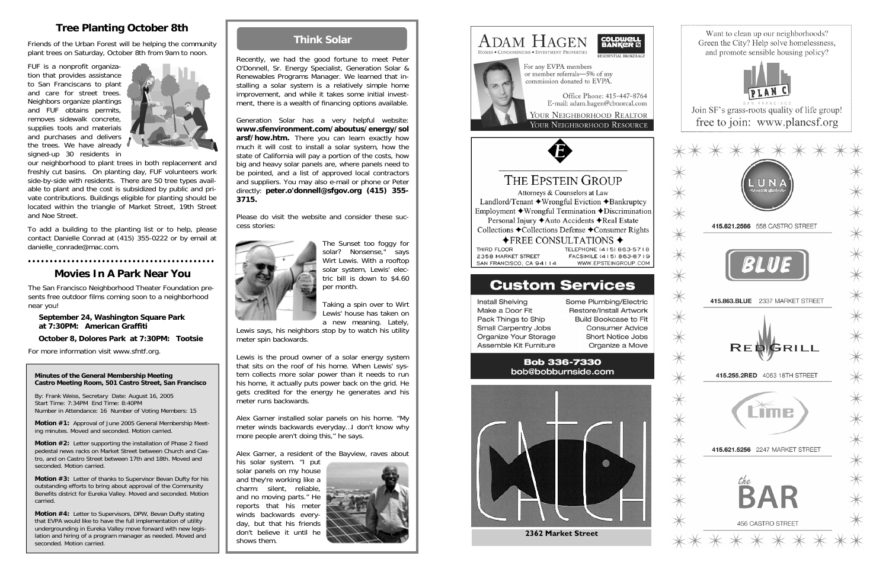## Tree Planting October 8th

Friends of the Urban Forest will be helping the community plant trees on Saturday, October 8th from 9am to noon.

FUF is a nonprofit organization that provides assistance to San Franciscans to plant and care for street trees. Neighbors organize plantings and FUF obtains permits, removes sidewalk concrete, supplies tools and materials and purchases and delivers the trees. We have already signed-up 30 residents in our neighborhood to plant trees in both replacement and freshly cut basins. On planting day, FUF volunteers work side-by-side with residents. There are 50 tree types available to plant and the cost is subsidized by public and private contributions. Buildings eligible for planting should be located within the triangle of Market Street, 19th Street and Noe Street.

To add a building to the planting list or to help, please contact Danielle Conrad at (415) 355-0222 or by email at danielle_conrade@mac.com.

## Movies In A Park Near You

The San Francisco Neighborhood Theater Foundation presents free outdoor films coming soon to a neighborhood near you!

**September 24, Washington Square Park at 7:30PM: American Graffiti**

**October 8, Dolores Park at 7:30PM: Tootsie**

For more information visit www.sfntf.org.

**Minutes of the General Membership Meeting**
**Castro Meeting Room, 501 Castro Street, San Francisco**

By: Frank Weiss, Secretary Date: August 16, 2005
Start Time: 7:34PM End Time: 8:40PM
Number in Attendance: 16 Number of Voting Members: 15

**Motion #1:** Approval of June 2005 General Membership Meeting minutes. Moved and seconded. Motion carried.

**Motion #2:** Letter supporting the installation of Phase 2 fixed pedestal news racks on Market Street between Church and Castro, and on Castro Street between 17th and 18th. Moved and seconded. Motion carried.

**Motion #3:** Letter of thanks to Supervisor Bevan Dufty for his outstanding efforts to bring about approval of the Community Benefits district for Eureka Valley. Moved and seconded. Motion carried.

**Motion #4:** Letter to Supervisors, DPW, Bevan Dufty stating that EVPA would like to have the full implementation of utility undergrounding in Eureka Valley move forward with new legislation and hiring of a program manager as needed. Moved and seconded. Motion carried.

## Think Solar

Recently, we had the good fortune to meet Peter O'Donnell, Sr. Energy Specialist, Generation Solar & Renewables Programs Manager. We learned that installing a solar system is a relatively simple home improvement, and while it takes some initial investment, there is a wealth of financing options available.

Generation Solar has a very helpful website: **www.sfenvironment.com/aboutus/energy/solarsf/how.htm.** There you can learn exactly how much it will cost to install a solar system, how the state of California will pay a portion of the costs, how big and heavy solar panels are, where panels need to be pointed, and a list of approved local contractors and suppliers. You may also e-mail or phone or Peter directly: **peter.o'donnell@sfgov.org (415) 355-3715.**

Please do visit the website and consider these success stories:

The Sunset too foggy for solar? Nonsense," says Wirt Lewis. With a rooftop solar system, Lewis' electric bill is down to $4.60 per month.

Taking a spin over to Wirt Lewis' house has taken on a new meaning. Lately, Lewis says, his neighbors stop by to watch his utility meter spin backwards.

Lewis is the proud owner of a solar energy system that sits on the roof of his home. When Lewis' system collects more solar power than it needs to run his home, it actually puts power back on the grid. He gets credited for the energy he generates and his meter runs backwards.

Alex Garner installed solar panels on his home. "My meter winds backwards everyday...I don't know why more people aren't doing this," he says.

Alex Garner, a resident of the Bayview, raves about his solar system. "I put solar panels on my house and they're working like a charm: silent, reliable, and no moving parts." He reports that his meter winds backwards everyday, but that his friends don't believe it until he shows them.

---

**ADAM HAGEN**
COLDWELL BANKER — RESIDENTIAL BROKERAGE
HOMES • CONDOMINIUMS • INVESTMENT PROPERTIES

For any EVPA members or member referrals—5% of my commission donated to EVPA.

Office Phone: 415-447-8764
E-mail: adam.hagen@cbnorcal.com

YOUR NEIGHBORHOOD REALTOR
YOUR NEIGHBORHOOD RESOURCE

---

**THE EPSTEIN GROUP**
Attorneys & Counselors at Law
Landlord/Tenant ✦Wrongful Eviction ✦Bankruptcy
Employment ✦Wrongful Termination ✦Discrimination
Personal Injury ✦Auto Accidents ✦Real Estate
Collections ✦Collections Defense ✦Consumer Rights
✦FREE CONSULTATIONS ✦

THIRD FLOOR, 2358 MARKET STREET, SAN FRANCISCO, CA 94114
TELEPHONE (415) 863-5718
FACSIMILE (415) 863-8719
WWW.EPSTEINGROUP.COM

---

**Custom Services**

| | |
|---|---|
| Install Shelving | Some Plumbing/Electric |
| Make a Door Fit | Restore/Install Artwork |
| Pack Things to Ship | Build Bookcase to Fit |
| Small Carpentry Jobs | Consumer Advice |
| Organize Your Storage | Short Notice Jobs |
| Assemble Kit Furniture | Organize a Move |

**Bob 336-7330**
**bob@bobburnside.com**

---

CATCH
**2362 Market Street**

---

Want to clean up our neighborhoods? Green the City? Help solve homelessness, and promote sensible housing policy?

PLAN C SAN FRANCISCO

Join SF's grass-roots quality of life group!
free to join: www.plancsf.org

---

LUNA
415.621.2566 558 CASTRO STREET

BLUE
415.863.BLUE 2337 MARKET STREET

RED GRILL
415.255.2RED 4063 18TH STREET

Lime
415.621.5256 2247 MARKET STREET

the BAR
456 CASTRO STREET